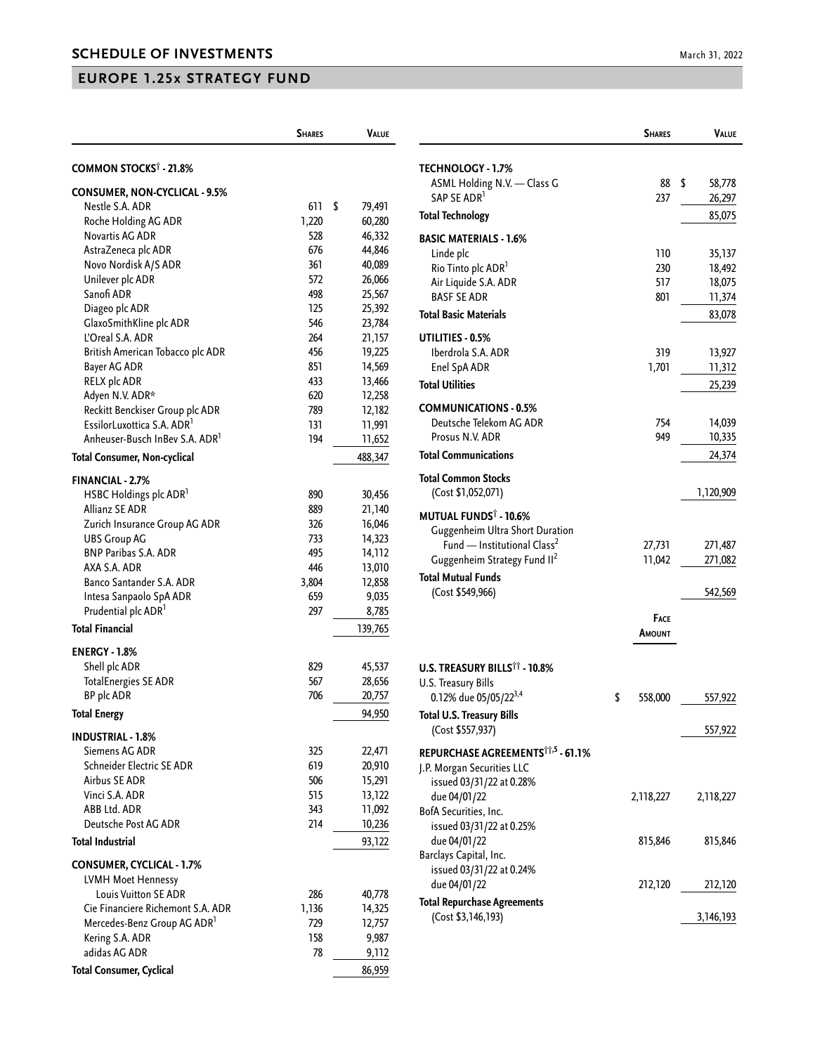## SCHEDULE OF INVESTMENTS

March 31, 2022

## EUROPE 1.25x STRATEGY FUND

| | Shares | Value |
|---|---|---|
| **COMMON STOCKS† - 21.8%** | | |
| **CONSUMER, NON-CYCLICAL - 9.5%** | | |
| Nestle S.A. ADR | 611 | $ 79,491 |
| Roche Holding AG ADR | 1,220 | 60,280 |
| Novartis AG ADR | 528 | 46,332 |
| AstraZeneca plc ADR | 676 | 44,846 |
| Novo Nordisk A/S ADR | 361 | 40,089 |
| Unilever plc ADR | 572 | 26,066 |
| Sanofi ADR | 498 | 25,567 |
| Diageo plc ADR | 125 | 25,392 |
| GlaxoSmithKline plc ADR | 546 | 23,784 |
| L'Oreal S.A. ADR | 264 | 21,157 |
| British American Tobacco plc ADR | 456 | 19,225 |
| Bayer AG ADR | 851 | 14,569 |
| RELX plc ADR | 433 | 13,466 |
| Adyen N.V. ADR* | 620 | 12,258 |
| Reckitt Benckiser Group plc ADR | 789 | 12,182 |
| EssilorLuxottica S.A. ADR[1] | 131 | 11,991 |
| Anheuser-Busch InBev S.A. ADR[1] | 194 | 11,652 |
| **Total Consumer, Non-cyclical** | | 488,347 |
| **FINANCIAL - 2.7%** | | |
| HSBC Holdings plc ADR[1] | 890 | 30,456 |
| Allianz SE ADR | 889 | 21,140 |
| Zurich Insurance Group AG ADR | 326 | 16,046 |
| UBS Group AG | 733 | 14,323 |
| BNP Paribas S.A. ADR | 495 | 14,112 |
| AXA S.A. ADR | 446 | 13,010 |
| Banco Santander S.A. ADR | 3,804 | 12,858 |
| Intesa Sanpaolo SpA ADR | 659 | 9,035 |
| Prudential plc ADR[1] | 297 | 8,785 |
| **Total Financial** | | 139,765 |
| **ENERGY - 1.8%** | | |
| Shell plc ADR | 829 | 45,537 |
| TotalEnergies SE ADR | 567 | 28,656 |
| BP plc ADR | 706 | 20,757 |
| **Total Energy** | | 94,950 |
| **INDUSTRIAL - 1.8%** | | |
| Siemens AG ADR | 325 | 22,471 |
| Schneider Electric SE ADR | 619 | 20,910 |
| Airbus SE ADR | 506 | 15,291 |
| Vinci S.A. ADR | 515 | 13,122 |
| ABB Ltd. ADR | 343 | 11,092 |
| Deutsche Post AG ADR | 214 | 10,236 |
| **Total Industrial** | | 93,122 |
| **CONSUMER, CYCLICAL - 1.7%** | | |
| LVMH Moet Hennessy Louis Vuitton SE ADR | 286 | 40,778 |
| Cie Financiere Richemont S.A. ADR | 1,136 | 14,325 |
| Mercedes-Benz Group AG ADR[1] | 729 | 12,757 |
| Kering S.A. ADR | 158 | 9,987 |
| adidas AG ADR | 78 | 9,112 |
| **Total Consumer, Cyclical** | | 86,959 |
| **TECHNOLOGY - 1.7%** | | |
| ASML Holding N.V. — Class G | 88 | $ 58,778 |
| SAP SE ADR[1] | 237 | 26,297 |
| **Total Technology** | | 85,075 |
| **BASIC MATERIALS - 1.6%** | | |
| Linde plc | 110 | 35,137 |
| Rio Tinto plc ADR[1] | 230 | 18,492 |
| Air Liquide S.A. ADR | 517 | 18,075 |
| BASF SE ADR | 801 | 11,374 |
| **Total Basic Materials** | | 83,078 |
| **UTILITIES - 0.5%** | | |
| Iberdrola S.A. ADR | 319 | 13,927 |
| Enel SpA ADR | 1,701 | 11,312 |
| **Total Utilities** | | 25,239 |
| **COMMUNICATIONS - 0.5%** | | |
| Deutsche Telekom AG ADR | 754 | 14,039 |
| Prosus N.V. ADR | 949 | 10,335 |
| **Total Communications** | | 24,374 |
| **Total Common Stocks** (Cost $1,052,071) | | 1,120,909 |
| **MUTUAL FUNDS† - 10.6%** | | |
| Guggenheim Ultra Short Duration Fund — Institutional Class[2] | 27,731 | 271,487 |
| Guggenheim Strategy Fund II[2] | 11,042 | 271,082 |
| **Total Mutual Funds** (Cost $549,966) | | 542,569 |

| | Face Amount | Value |
|---|---|---|
| **U.S. TREASURY BILLS†† - 10.8%** | | |
| U.S. Treasury Bills 0.12% due 05/05/22[3,4] | $ 558,000 | 557,922 |
| **Total U.S. Treasury Bills** (Cost $557,937) | | 557,922 |
| **REPURCHASE AGREEMENTS††,5 - 61.1%** | | |
| J.P. Morgan Securities LLC issued 03/31/22 at 0.28% due 04/01/22 | 2,118,227 | 2,118,227 |
| BofA Securities, Inc. issued 03/31/22 at 0.25% due 04/01/22 | 815,846 | 815,846 |
| Barclays Capital, Inc. issued 03/31/22 at 0.24% due 04/01/22 | 212,120 | 212,120 |
| **Total Repurchase Agreements** (Cost $3,146,193) | | 3,146,193 |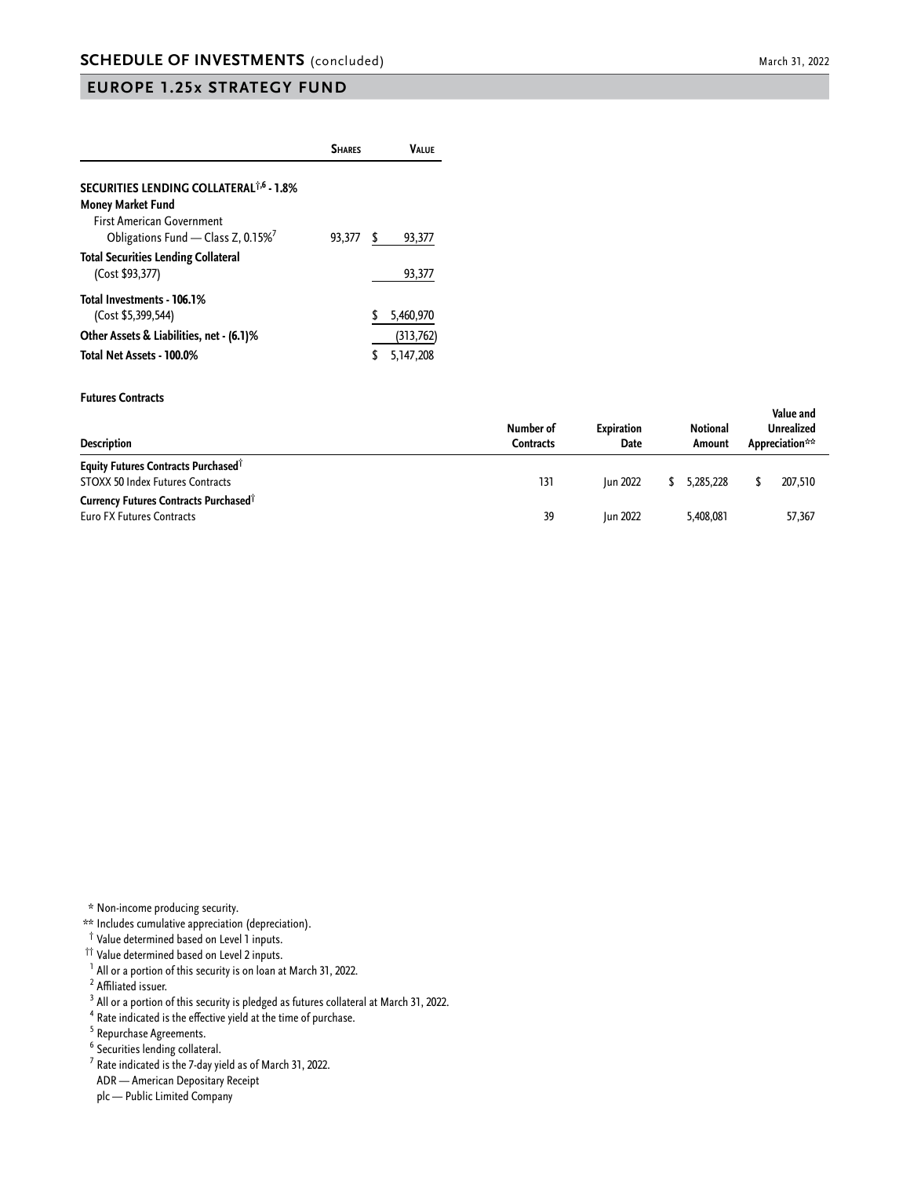# SCHEDULE OF INVESTMENTS (concluded)

## EUROPE 1.25x STRATEGY FUND

| | Shares | Value |
|---|---|---|
| **SECURITIES LENDING COLLATERAL†,6 - 1.8%** | | |
| **Money Market Fund** | | |
| First American Government Obligations Fund — Class Z, 0.15%[7] | 93,377 | $ 93,377 |
| **Total Securities Lending Collateral** (Cost $93,377) | | 93,377 |
| **Total Investments - 106.1%** (Cost $5,399,544) | | $ 5,460,970 |
| **Other Assets & Liabilities, net - (6.1)%** | | (313,762) |
| **Total Net Assets - 100.0%** | | $ 5,147,208 |

**Futures Contracts**

| Description | Number of Contracts | Expiration Date | Notional Amount | Value and Unrealized Appreciation** |
|---|---|---|---|---|
| **Equity Futures Contracts Purchased†** | | | | |
| STOXX 50 Index Futures Contracts | 131 | Jun 2022 | $ 5,285,228 | $ 207,510 |
| **Currency Futures Contracts Purchased†** | | | | |
| Euro FX Futures Contracts | 39 | Jun 2022 | 5,408,081 | 57,367 |

\* Non-income producing security.
** Includes cumulative appreciation (depreciation).
† Value determined based on Level 1 inputs.
†† Value determined based on Level 2 inputs.
[1] All or a portion of this security is on loan at March 31, 2022.
[2] Affiliated issuer.
[3] All or a portion of this security is pledged as futures collateral at March 31, 2022.
[4] Rate indicated is the effective yield at the time of purchase.
[5] Repurchase Agreements.
[6] Securities lending collateral.
[7] Rate indicated is the 7-day yield as of March 31, 2022.
ADR — American Depositary Receipt
plc — Public Limited Company